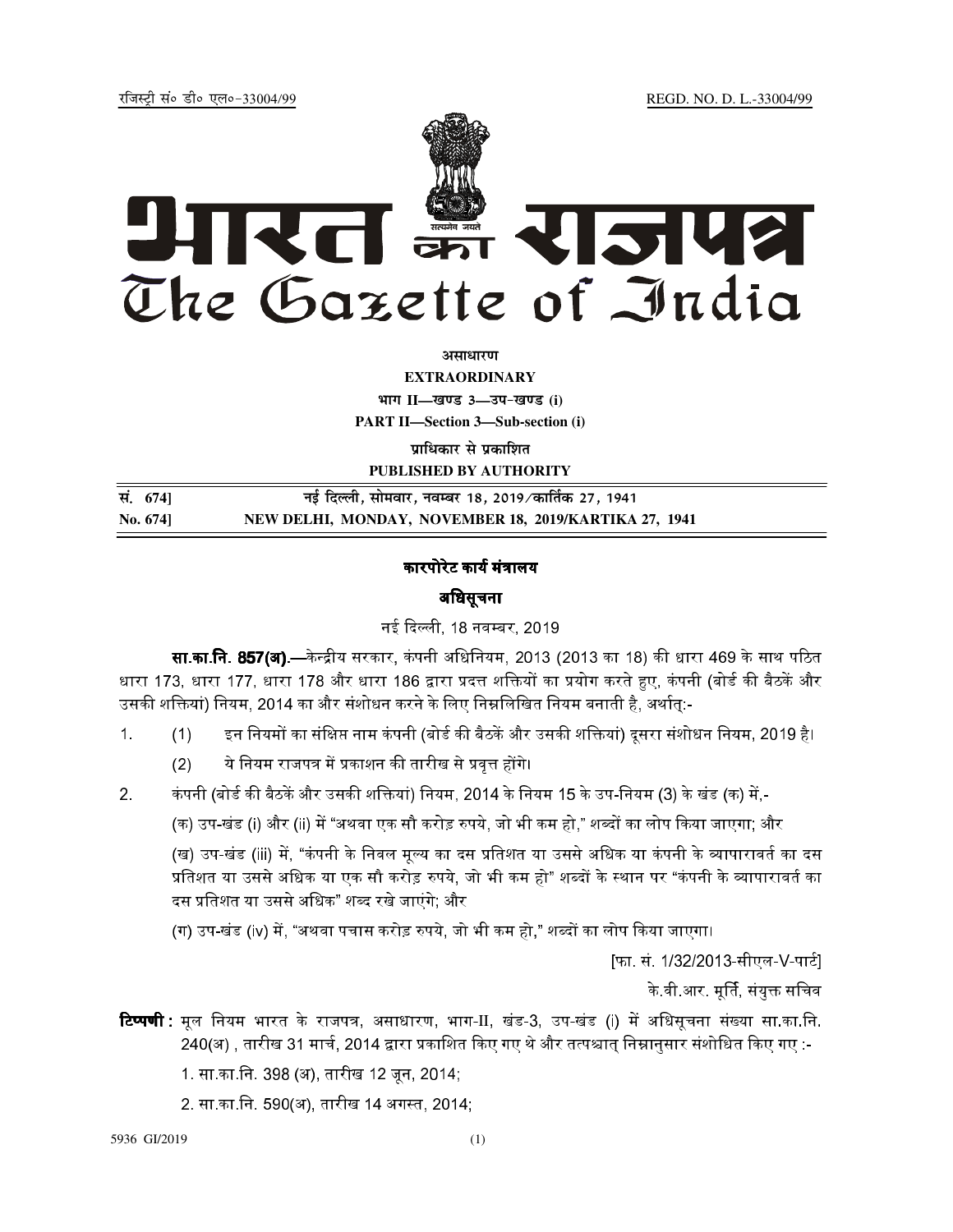रजिस्ट्री सं० डी० एल०-33004/99 REGD. NO. D. L.-33004/99

# भारत का राजपत्र
# The Gazette of India

**असाधारण**

**EXTRAORDINARY**

**भाग II—खण्ड 3—उप-खण्ड (i)**

**PART II—Section 3—Sub-section (i)**

**प्राधिकार से प्रकाशित**

**PUBLISHED BY AUTHORITY**

| सं. 674] | नई दिल्ली, सोमवार, नवम्बर 18, 2019/कार्तिक 27, 1941 |
|---|---|
| **No. 674]** | **NEW DELHI, MONDAY, NOVEMBER 18, 2019/KARTIKA 27, 1941** |

## कारपोरेट कार्य मंत्रालय

## अधिसूचना

नई दिल्ली, 18 नवम्बर, 2019

**सा.का.नि. 857(अ).**—केन्द्रीय सरकार, कंपनी अधिनियम, 2013 (2013 का 18) की धारा 469 के साथ पठित धारा 173, धारा 177, धारा 178 और धारा 186 द्वारा प्रदत्त शक्तियों का प्रयोग करते हुए, कंपनी (बोर्ड की बैठकें और उसकी शक्तियां) नियम, 2014 का और संशोधन करने के लिए निम्नलिखित नियम बनाती है, अर्थात्:-

1. (1) इन नियमों का संक्षिप्त नाम कंपनी (बोर्ड की बैठकें और उसकी शक्तियां) दूसरा संशोधन नियम, 2019 है।

   (2) ये नियम राजपत्र में प्रकाशन की तारीख से प्रवृत्त होंगे।

2. कंपनी (बोर्ड की बैठकें और उसकी शक्तियां) नियम, 2014 के नियम 15 के उप-नियम (3) के खंड (क) में,-

   (क) उप-खंड (i) और (ii) में "अथवा एक सौ करोड़ रुपये, जो भी कम हो," शब्दों का लोप किया जाएगा; और

   (ख) उप-खंड (iii) में, "कंपनी के निवल मूल्य का दस प्रतिशत या उससे अधिक या कंपनी के व्यापारावर्त का दस प्रतिशत या उससे अधिक या एक सौ करोड़ रुपये, जो भी कम हो" शब्दों के स्थान पर "कंपनी के व्यापारावर्त का दस प्रतिशत या उससे अधिक" शब्द रखे जाएंगे; और

   (ग) उप-खंड (iv) में, "अथवा पचास करोड़ रुपये, जो भी कम हो," शब्दों का लोप किया जाएगा।

[फा. सं. 1/32/2013-सीएल-V-पार्ट]

के.वी.आर. मूर्ति, संयुक्त सचिव

**टिप्पणी :** मूल नियम भारत के राजपत्र, असाधारण, भाग-II, खंड-3, उप-खंड (i) में अधिसूचना संख्या सा.का.नि. 240(अ) , तारीख 31 मार्च, 2014 द्वारा प्रकाशित किए गए थे और तत्पश्चात् निम्नानुसार संशोधित किए गए :-

1. सा.का.नि. 398 (अ), तारीख 12 जून, 2014;
2. सा.का.नि. 590(अ), तारीख 14 अगस्त, 2014;

5936 GI/2019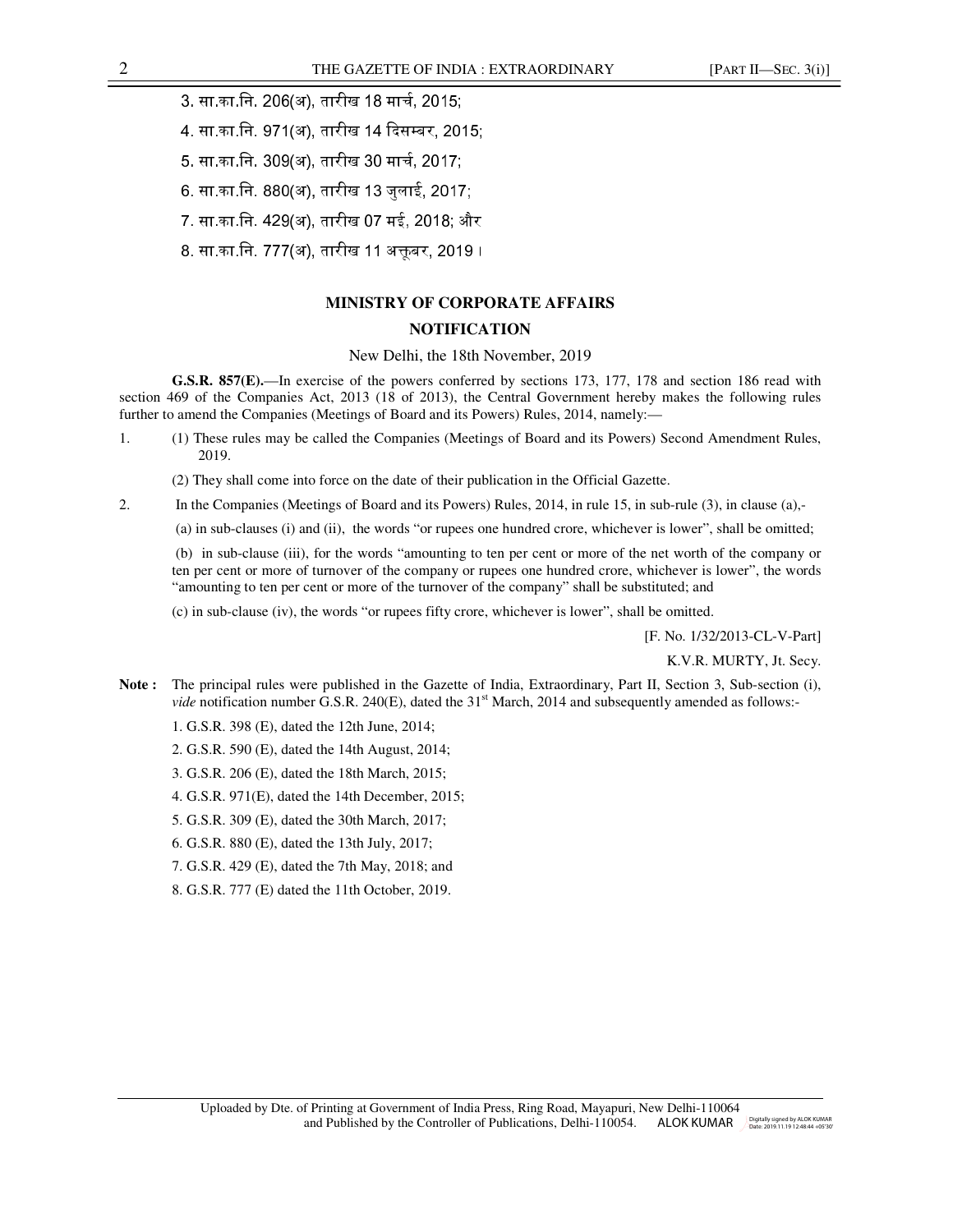3. सा.का.नि. 206(अ), तारीख 18 मार्च, 2015;

4. सा.का.नि. 971(अ), तारीख 14 दिसम्बर, 2015;

5. सा.का.नि. 309(अ), तारीख 30 मार्च, 2017;

6. सा.का.नि. 880(अ), तारीख 13 जुलाई, 2017;

7. सा.का.नि. 429(अ), तारीख 07 मई, 2018; और

8. सा.का.नि. 777(अ), तारीख 11 अक्तूबर, 2019 ।

## MINISTRY OF CORPORATE AFFAIRS

## NOTIFICATION

New Delhi, the 18th November, 2019

**G.S.R. 857(E).**—In exercise of the powers conferred by sections 173, 177, 178 and section 186 read with section 469 of the Companies Act, 2013 (18 of 2013), the Central Government hereby makes the following rules further to amend the Companies (Meetings of Board and its Powers) Rules, 2014, namely:—

1. (1) These rules may be called the Companies (Meetings of Board and its Powers) Second Amendment Rules, 2019.

   (2) They shall come into force on the date of their publication in the Official Gazette.

2. In the Companies (Meetings of Board and its Powers) Rules, 2014, in rule 15, in sub-rule (3), in clause (a),-

   (a) in sub-clauses (i) and (ii), the words "or rupees one hundred crore, whichever is lower", shall be omitted;

   (b) in sub-clause (iii), for the words "amounting to ten per cent or more of the net worth of the company or ten per cent or more of turnover of the company or rupees one hundred crore, whichever is lower", the words "amounting to ten per cent or more of the turnover of the company" shall be substituted; and

   (c) in sub-clause (iv), the words "or rupees fifty crore, whichever is lower", shall be omitted.

[F. No. 1/32/2013-CL-V-Part]

K.V.R. MURTY, Jt. Secy.

**Note :** The principal rules were published in the Gazette of India, Extraordinary, Part II, Section 3, Sub-section (i), *vide* notification number G.S.R. 240(E), dated the 31st March, 2014 and subsequently amended as follows:-

1. G.S.R. 398 (E), dated the 12th June, 2014;
2. G.S.R. 590 (E), dated the 14th August, 2014;
3. G.S.R. 206 (E), dated the 18th March, 2015;
4. G.S.R. 971(E), dated the 14th December, 2015;
5. G.S.R. 309 (E), dated the 30th March, 2017;
6. G.S.R. 880 (E), dated the 13th July, 2017;
7. G.S.R. 429 (E), dated the 7th May, 2018; and
8. G.S.R. 777 (E) dated the 11th October, 2019.

Uploaded by Dte. of Printing at Government of India Press, Ring Road, Mayapuri, New Delhi-110064 and Published by the Controller of Publications, Delhi-110054. ALOK KUMAR

Digitally signed by ALOK KUMAR Date: 2019.11.19 12:48:44 +05'30'